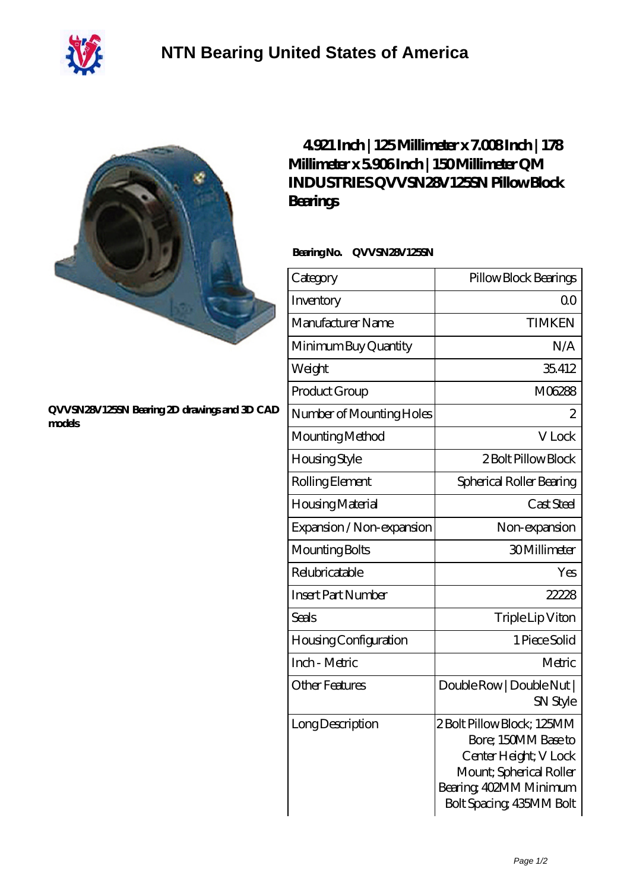# NTN Bearing United States of America

QVVSN28V125SN Bearing 2D drawings and 3D CAD models

## 4.921 Inch | 125 Millimeter x 7.008 Inch | 178 Millimeter x 5.906 Inch | 150 Millimeter QM INDUSTRIES QVVSN28V125SN Pillow Block Bearings

**Bearing No. QVVSN28V125SN**

| Category | Pillow Block Bearings |
|---|---|
| Inventory | 0.0 |
| Manufacturer Name | TIMKEN |
| Minimum Buy Quantity | N/A |
| Weight | 35.412 |
| Product Group | M06288 |
| Number of Mounting Holes | 2 |
| Mounting Method | V Lock |
| Housing Style | 2 Bolt Pillow Block |
| Rolling Element | Spherical Roller Bearing |
| Housing Material | Cast Steel |
| Expansion / Non-expansion | Non-expansion |
| Mounting Bolts | 30 Millimeter |
| Relubricatable | Yes |
| Insert Part Number | 22228 |
| Seals | Triple Lip Viton |
| Housing Configuration | 1 Piece Solid |
| Inch - Metric | Metric |
| Other Features | Double Row \| Double Nut \| SN Style |
| Long Description | 2 Bolt Pillow Block; 125MM Bore; 150MM Base to Center Height; V Lock Mount; Spherical Roller Bearing; 402MM Minimum Bolt Spacing; 435MM Bolt |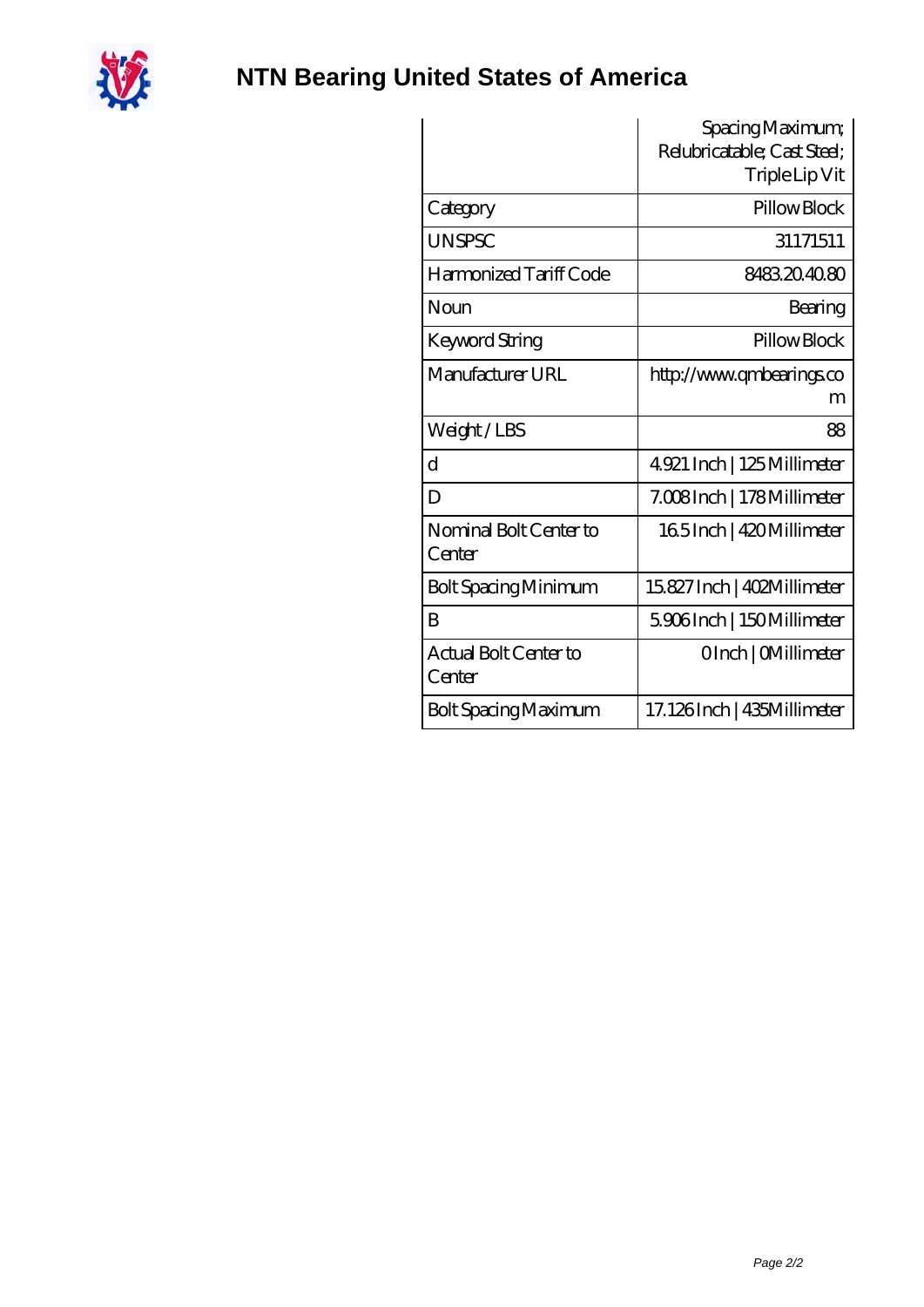| | |
|---|---|
| | Spacing Maximum; Relubricatable; Cast Steel; Triple Lip Vit |
| Category | Pillow Block |
| UNSPSC | 31171511 |
| Harmonized Tariff Code | 8483.20.40.80 |
| Noun | Bearing |
| Keyword String | Pillow Block |
| Manufacturer URL | http://www.qmbearings.com |
| Weight / LBS | 88 |
| d | 4.921 Inch \| 125 Millimeter |
| D | 7.008 Inch \| 178 Millimeter |
| Nominal Bolt Center to Center | 16.5 Inch \| 420 Millimeter |
| Bolt Spacing Minimum | 15.827 Inch \| 402 Millimeter |
| B | 5.906 Inch \| 150 Millimeter |
| Actual Bolt Center to Center | 0 Inch \| 0 Millimeter |
| Bolt Spacing Maximum | 17.126 Inch \| 435 Millimeter |